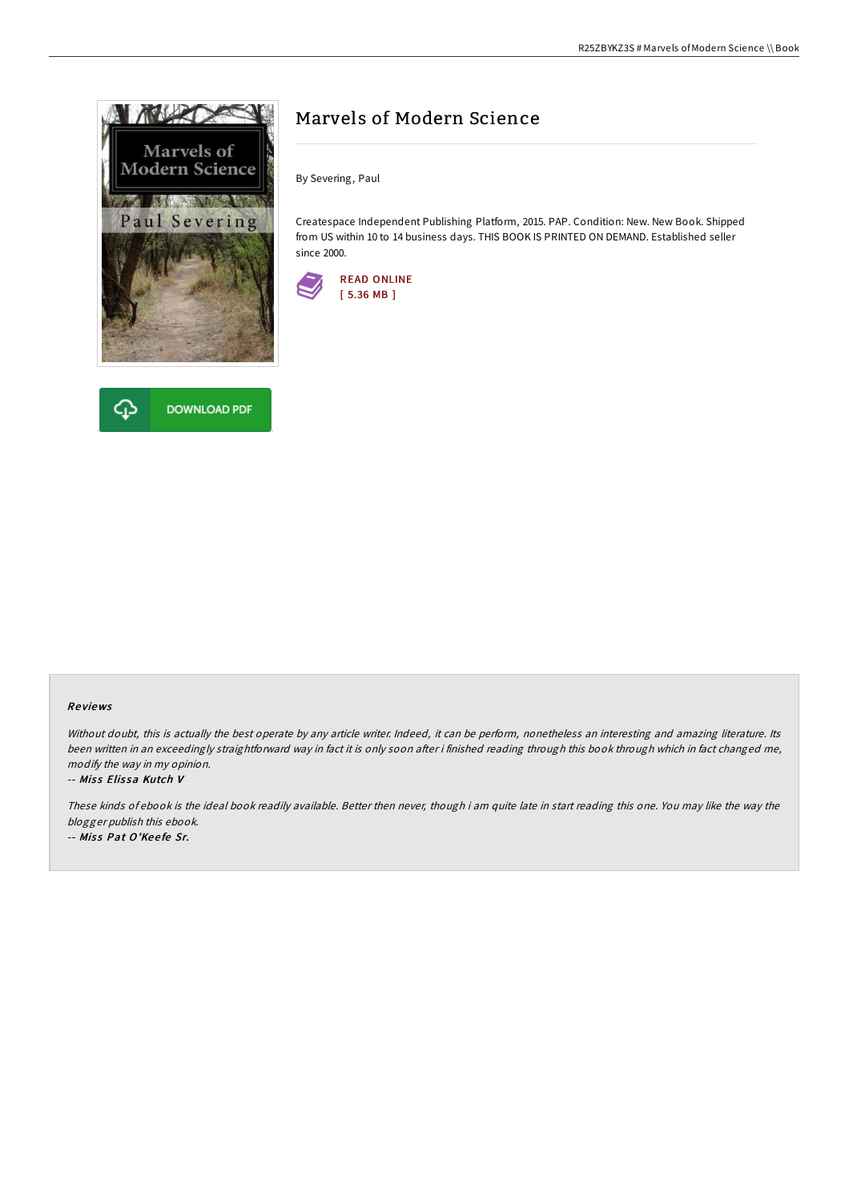# Marvels of Modern Science

By Severing, Paul

Createspace Independent Publishing Platform, 2015. PAP. Condition: New. New Book. Shipped from US within 10 to 14 business days. THIS BOOK IS PRINTED ON DEMAND. Established seller since 2000.

READ ONLINE
[ 5.36 MB ]

DOWNLOAD PDF

### Reviews

*Without doubt, this is actually the best operate by any article writer. Indeed, it can be perform, nonetheless an interesting and amazing literature. Its been written in an exceedingly straightforward way in fact it is only soon after i finished reading through this book through which in fact changed me, modify the way in my opinion.*

-- ***Miss Elissa Kutch V***

*These kinds of ebook is the ideal book readily available. Better then never, though i am quite late in start reading this one. You may like the way the blogger publish this ebook.*

-- ***Miss Pat O'Keefe Sr.***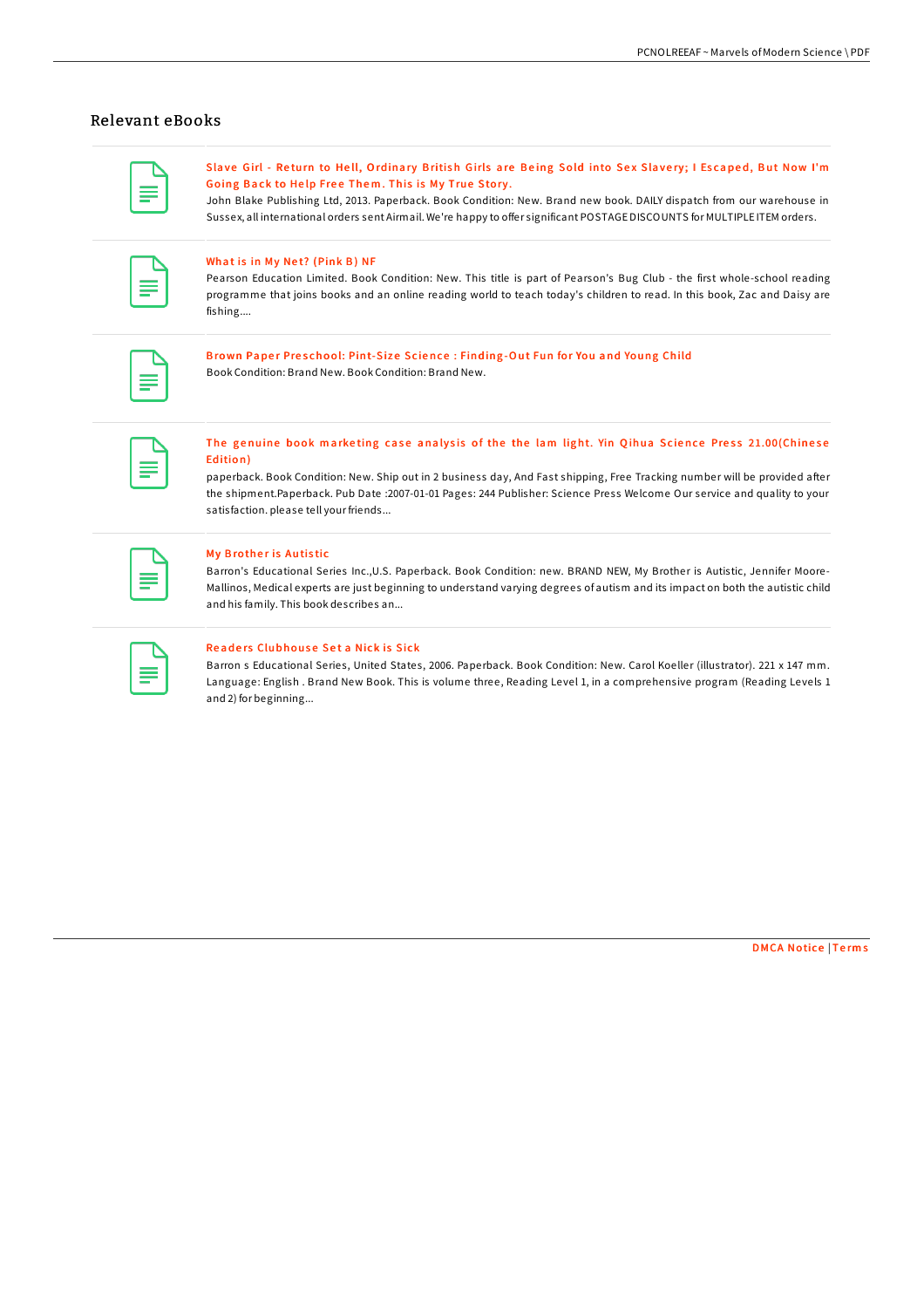## Relevant eBooks

**Slave Girl - Return to Hell, Ordinary British Girls are Being Sold into Sex Slavery; I Escaped, But Now I'm Going Back to Help Free Them. This is My True Story.**

John Blake Publishing Ltd, 2013. Paperback. Book Condition: New. Brand new book. DAILY dispatch from our warehouse in Sussex, all international orders sent Airmail. We're happy to offer significant POSTAGE DISCOUNTS for MULTIPLE ITEM orders.

**What is in My Net? (Pink B) NF**

Pearson Education Limited. Book Condition: New. This title is part of Pearson's Bug Club - the first whole-school reading programme that joins books and an online reading world to teach today's children to read. In this book, Zac and Daisy are fishing....

**Brown Paper Preschool: Pint-Size Science : Finding-Out Fun for You and Young Child**

Book Condition: Brand New. Book Condition: Brand New.

**The genuine book marketing case analysis of the the lam light. Yin Qihua Science Press 21.00(Chinese Edition)**

paperback. Book Condition: New. Ship out in 2 business day, And Fast shipping, Free Tracking number will be provided after the shipment.Paperback. Pub Date :2007-01-01 Pages: 244 Publisher: Science Press Welcome Our service and quality to your satisfaction. please tell your friends...

**My Brother is Autistic**

Barron's Educational Series Inc.,U.S. Paperback. Book Condition: new. BRAND NEW, My Brother is Autistic, Jennifer Moore-Mallinos, Medical experts are just beginning to understand varying degrees of autism and its impact on both the autistic child and his family. This book describes an...

**Readers Clubhouse Set a Nick is Sick**

Barron s Educational Series, United States, 2006. Paperback. Book Condition: New. Carol Koeller (illustrator). 221 x 147 mm. Language: English . Brand New Book. This is volume three, Reading Level 1, in a comprehensive program (Reading Levels 1 and 2) for beginning...